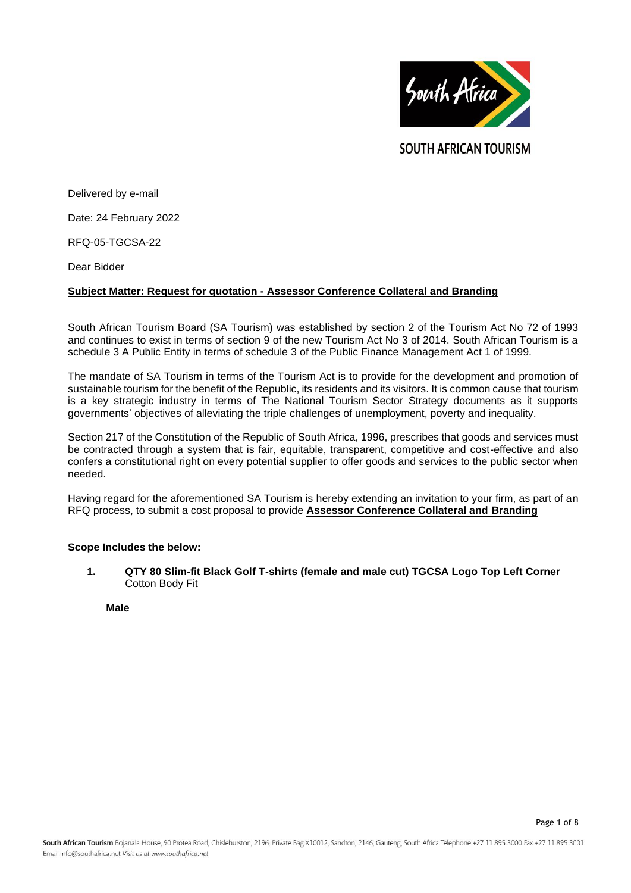SOUTH AFRICAN TOURISM

Delivered by e-mail

Date: 24 February 2022

RFQ-05-TGCSA-22

Dear Bidder

**Subject Matter: Request for quotation - Assessor Conference Collateral and Branding**

South African Tourism Board (SA Tourism) was established by section 2 of the Tourism Act No 72 of 1993 and continues to exist in terms of section 9 of the new Tourism Act No 3 of 2014. South African Tourism is a schedule 3 A Public Entity in terms of schedule 3 of the Public Finance Management Act 1 of 1999.

The mandate of SA Tourism in terms of the Tourism Act is to provide for the development and promotion of sustainable tourism for the benefit of the Republic, its residents and its visitors. It is common cause that tourism is a key strategic industry in terms of The National Tourism Sector Strategy documents as it supports governments' objectives of alleviating the triple challenges of unemployment, poverty and inequality.

Section 217 of the Constitution of the Republic of South Africa, 1996, prescribes that goods and services must be contracted through a system that is fair, equitable, transparent, competitive and cost-effective and also confers a constitutional right on every potential supplier to offer goods and services to the public sector when needed.

Having regard for the aforementioned SA Tourism is hereby extending an invitation to your firm, as part of an RFQ process, to submit a cost proposal to provide **Assessor Conference Collateral and Branding**

**Scope Includes the below:**

1. **QTY 80 Slim-fit Black Golf T-shirts (female and male cut) TGCSA Logo Top Left Corner** Cotton Body Fit

   **Male**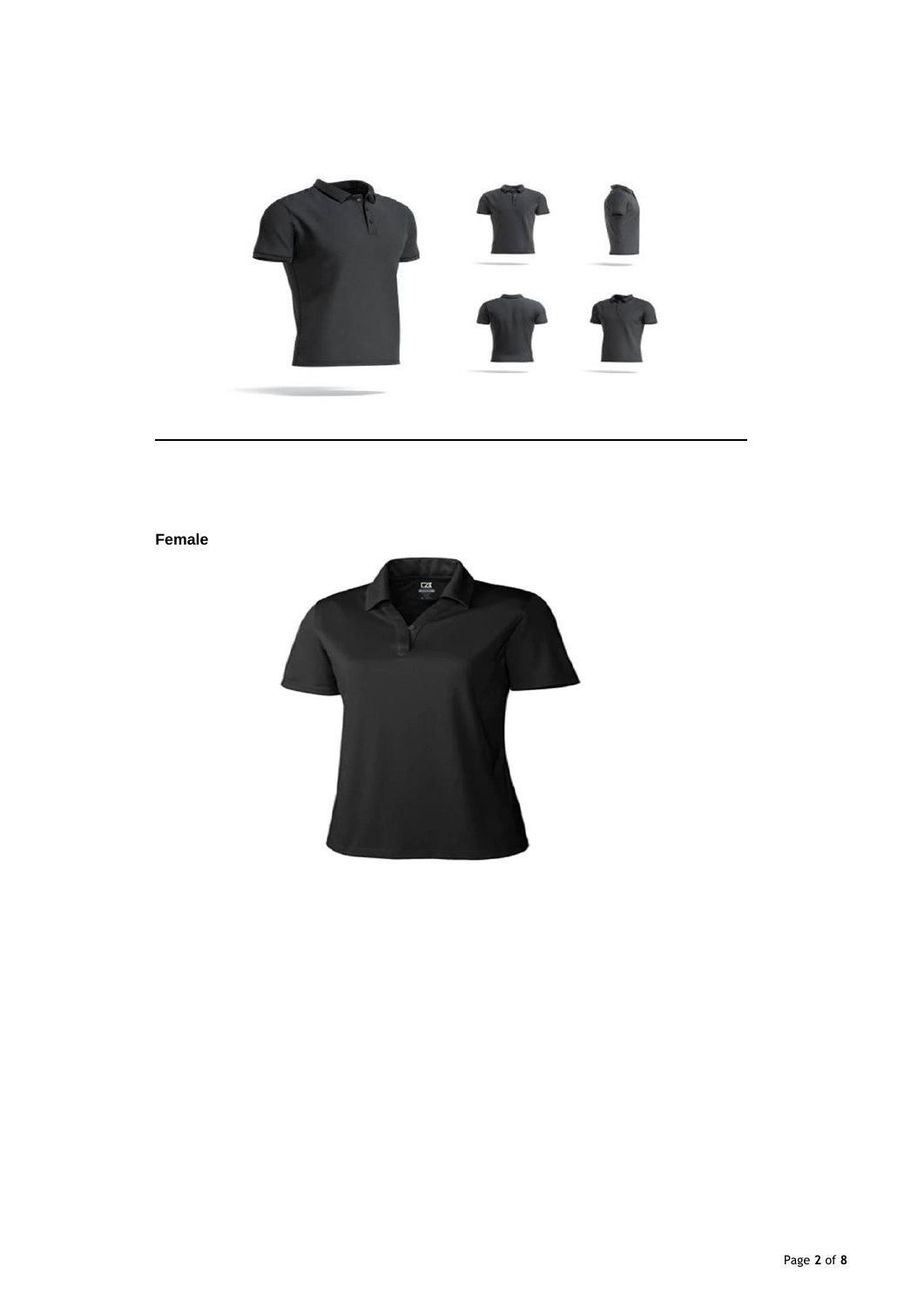**Female**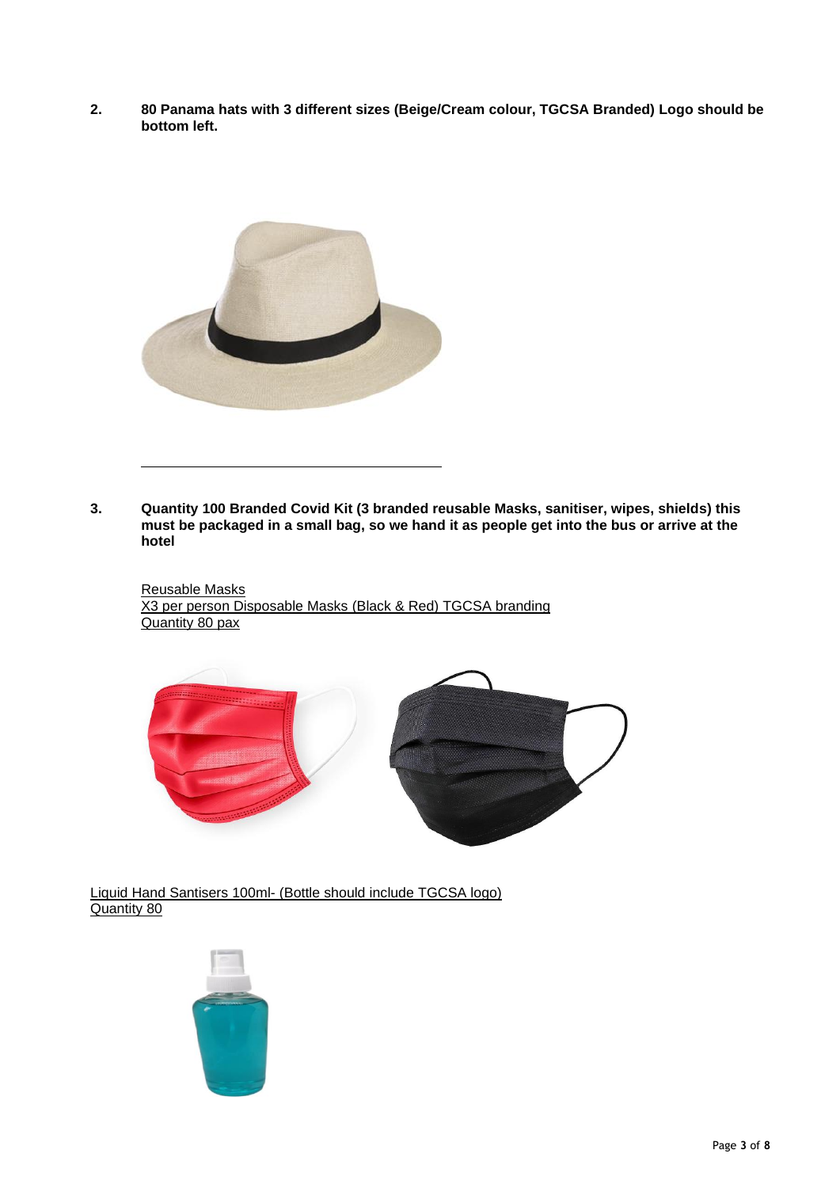**2. 80 Panama hats with 3 different sizes (Beige/Cream colour, TGCSA Branded) Logo should be bottom left.**

---

**3. Quantity 100 Branded Covid Kit (3 branded reusable Masks, sanitiser, wipes, shields) this must be packaged in a small bag, so we hand it as people get into the bus or arrive at the hotel**

Reusable Masks
X3 per person Disposable Masks (Black & Red) TGCSA branding
Quantity 80 pax

Liquid Hand Santisers 100ml- (Bottle should include TGCSA logo)
Quantity 80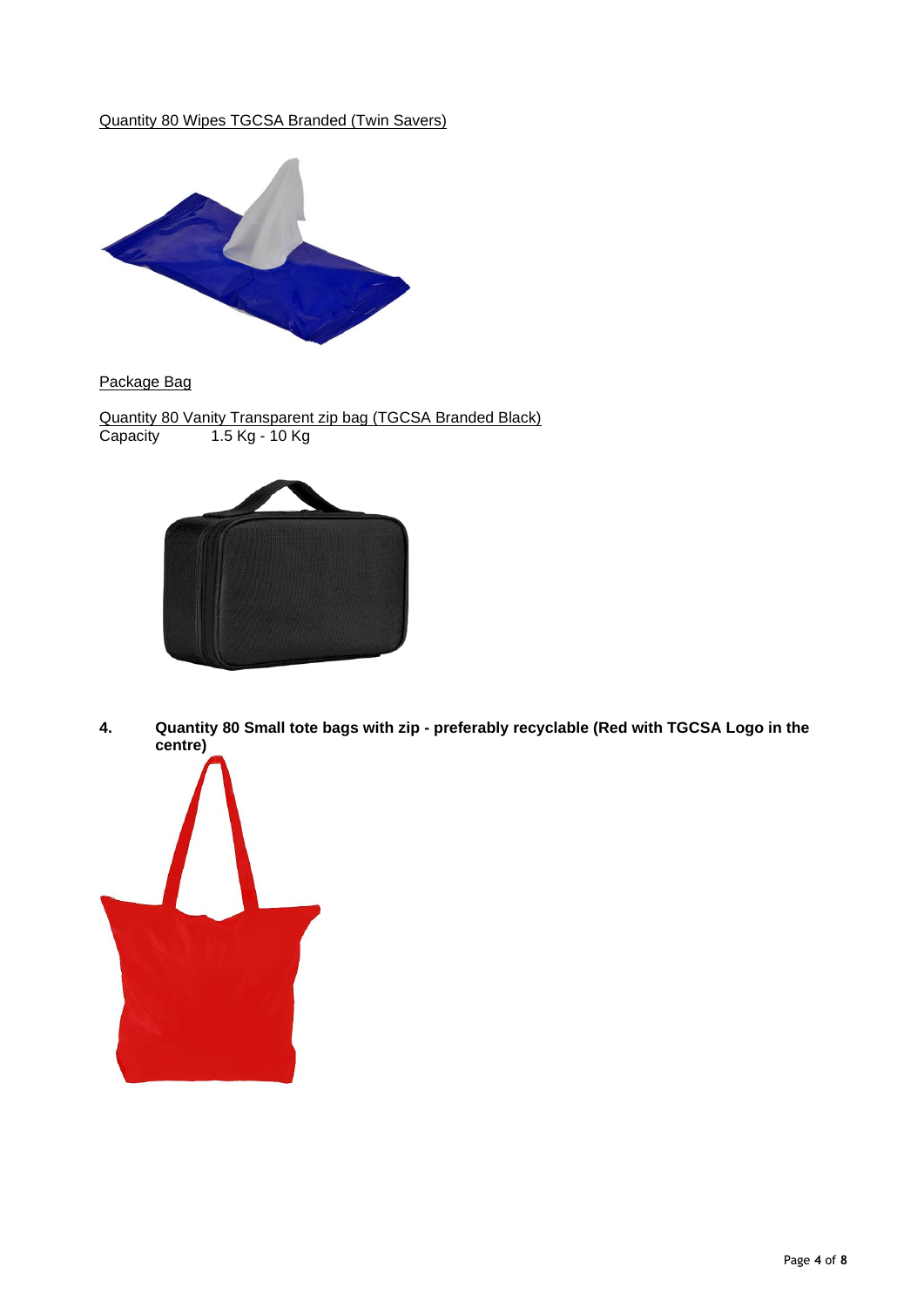Quantity 80 Wipes TGCSA Branded (Twin Savers)

Package Bag

Quantity 80 Vanity Transparent zip bag (TGCSA Branded Black)
Capacity 1.5 Kg - 10 Kg

**4. Quantity 80 Small tote bags with zip - preferably recyclable (Red with TGCSA Logo in the centre)**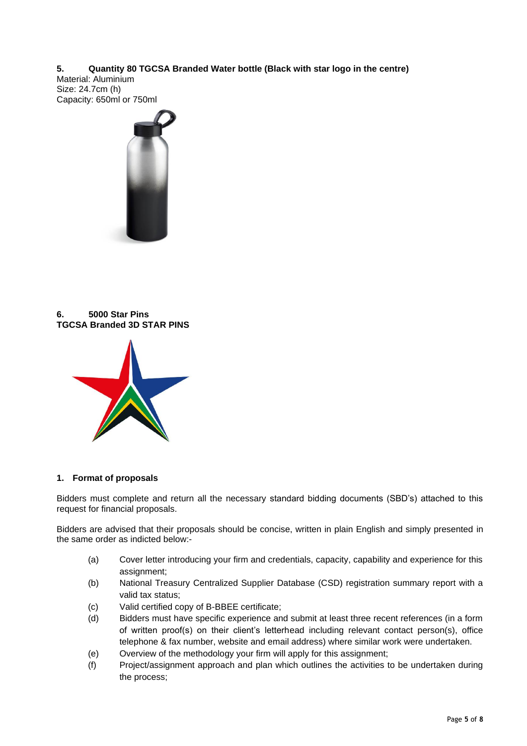**5. Quantity 80 TGCSA Branded Water bottle (Black with star logo in the centre)**

Material: Aluminium
Size: 24.7cm (h)
Capacity: 650ml or 750ml

**6. 5000 Star Pins**
**TGCSA Branded 3D STAR PINS**

## 1. Format of proposals

Bidders must complete and return all the necessary standard bidding documents (SBD's) attached to this request for financial proposals.

Bidders are advised that their proposals should be concise, written in plain English and simply presented in the same order as indicted below:-

(a) Cover letter introducing your firm and credentials, capacity, capability and experience for this assignment;

(b) National Treasury Centralized Supplier Database (CSD) registration summary report with a valid tax status;

(c) Valid certified copy of B-BBEE certificate;

(d) Bidders must have specific experience and submit at least three recent references (in a form of written proof(s) on their client's letterhead including relevant contact person(s), office telephone & fax number, website and email address) where similar work were undertaken.

(e) Overview of the methodology your firm will apply for this assignment;

(f) Project/assignment approach and plan which outlines the activities to be undertaken during the process;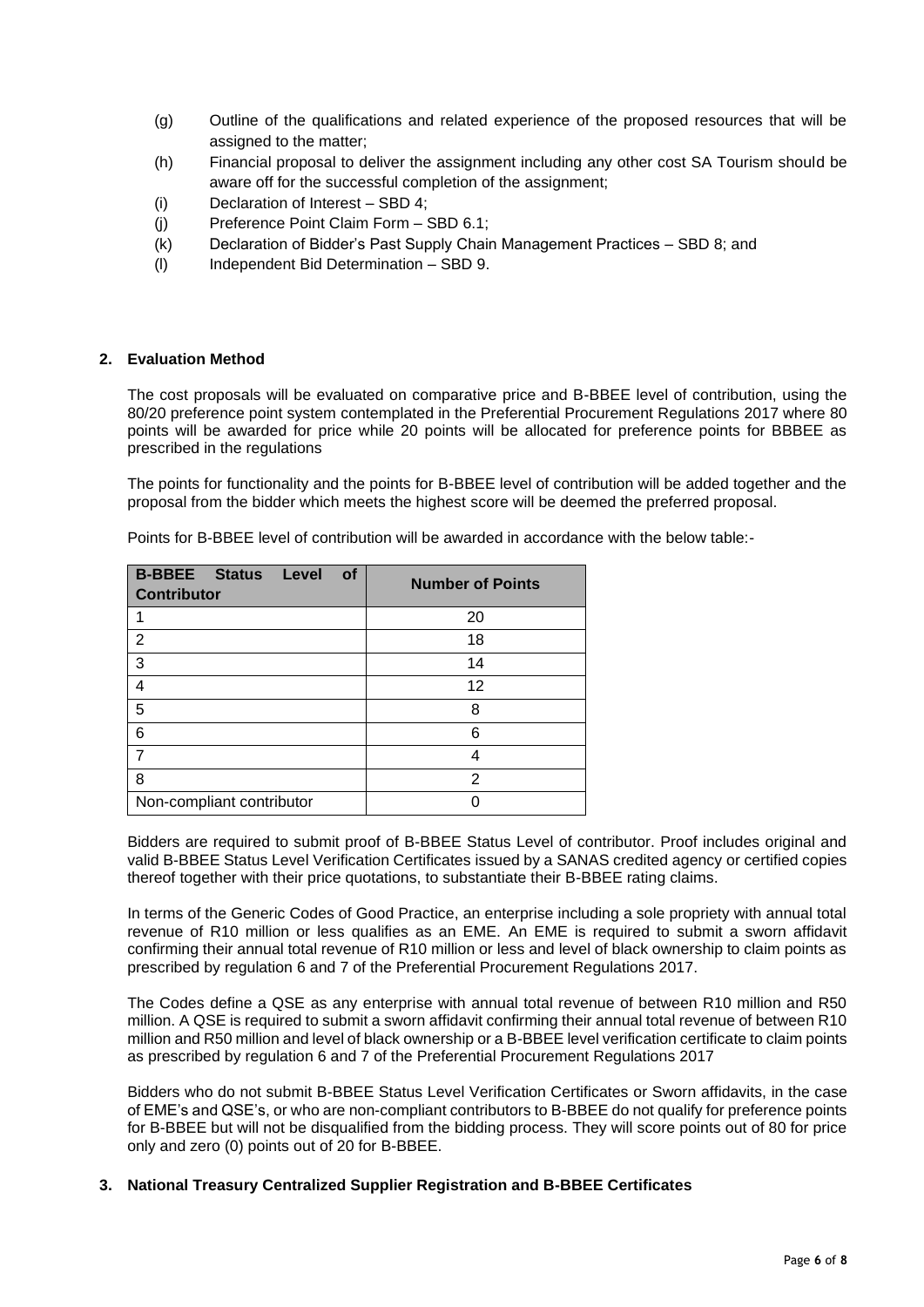(g) Outline of the qualifications and related experience of the proposed resources that will be assigned to the matter;

(h) Financial proposal to deliver the assignment including any other cost SA Tourism should be aware off for the successful completion of the assignment;

(i) Declaration of Interest – SBD 4;

(j) Preference Point Claim Form – SBD 6.1;

(k) Declaration of Bidder's Past Supply Chain Management Practices – SBD 8; and

(l) Independent Bid Determination – SBD 9.

## 2. Evaluation Method

The cost proposals will be evaluated on comparative price and B-BBEE level of contribution, using the 80/20 preference point system contemplated in the Preferential Procurement Regulations 2017 where 80 points will be awarded for price while 20 points will be allocated for preference points for BBBEE as prescribed in the regulations

The points for functionality and the points for B-BBEE level of contribution will be added together and the proposal from the bidder which meets the highest score will be deemed the preferred proposal.

Points for B-BBEE level of contribution will be awarded in accordance with the below table:-

| B-BBEE Status Level of Contributor | Number of Points |
|---|---|
| 1 | 20 |
| 2 | 18 |
| 3 | 14 |
| 4 | 12 |
| 5 | 8 |
| 6 | 6 |
| 7 | 4 |
| 8 | 2 |
| Non-compliant contributor | 0 |

Bidders are required to submit proof of B-BBEE Status Level of contributor. Proof includes original and valid B-BBEE Status Level Verification Certificates issued by a SANAS credited agency or certified copies thereof together with their price quotations, to substantiate their B-BBEE rating claims.

In terms of the Generic Codes of Good Practice, an enterprise including a sole propriety with annual total revenue of R10 million or less qualifies as an EME. An EME is required to submit a sworn affidavit confirming their annual total revenue of R10 million or less and level of black ownership to claim points as prescribed by regulation 6 and 7 of the Preferential Procurement Regulations 2017.

The Codes define a QSE as any enterprise with annual total revenue of between R10 million and R50 million. A QSE is required to submit a sworn affidavit confirming their annual total revenue of between R10 million and R50 million and level of black ownership or a B-BBEE level verification certificate to claim points as prescribed by regulation 6 and 7 of the Preferential Procurement Regulations 2017

Bidders who do not submit B-BBEE Status Level Verification Certificates or Sworn affidavits, in the case of EME's and QSE's, or who are non-compliant contributors to B-BBEE do not qualify for preference points for B-BBEE but will not be disqualified from the bidding process. They will score points out of 80 for price only and zero (0) points out of 20 for B-BBEE.

## 3. National Treasury Centralized Supplier Registration and B-BBEE Certificates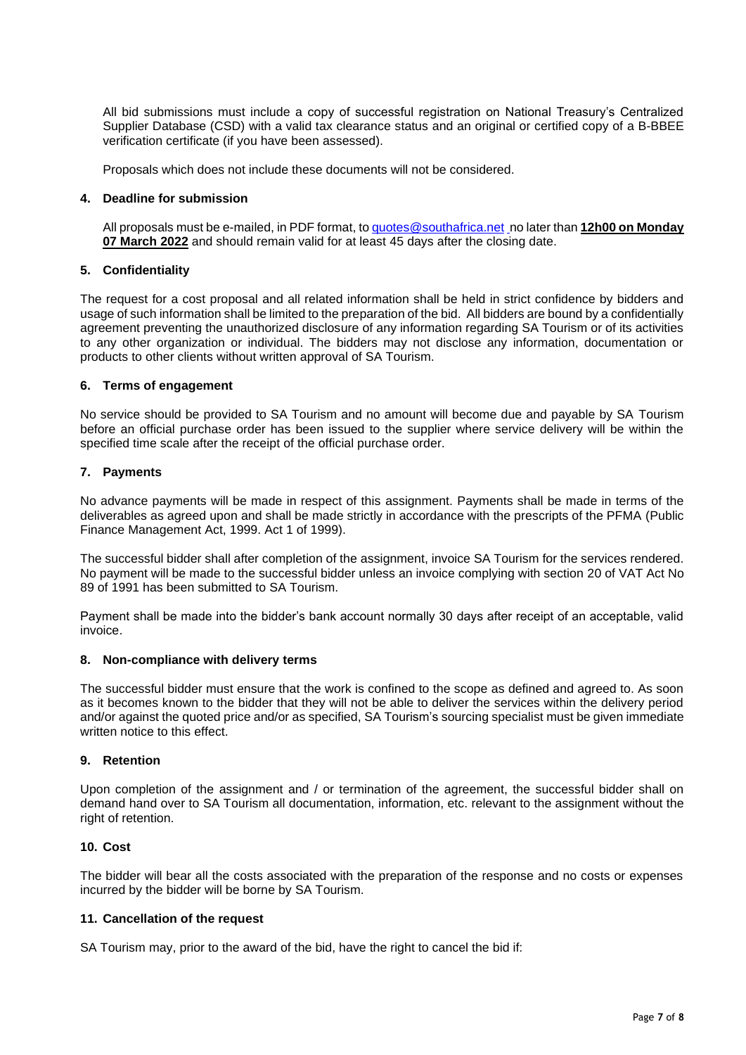All bid submissions must include a copy of successful registration on National Treasury's Centralized Supplier Database (CSD) with a valid tax clearance status and an original or certified copy of a B-BBEE verification certificate (if you have been assessed).

Proposals which does not include these documents will not be considered.

#### 4. Deadline for submission

All proposals must be e-mailed, in PDF format, to [quotes@southafrica.net](mailto:quotes@southafrica.net) no later than **12h00 on Monday 07 March 2022** and should remain valid for at least 45 days after the closing date.

#### 5. Confidentiality

The request for a cost proposal and all related information shall be held in strict confidence by bidders and usage of such information shall be limited to the preparation of the bid. All bidders are bound by a confidentially agreement preventing the unauthorized disclosure of any information regarding SA Tourism or of its activities to any other organization or individual. The bidders may not disclose any information, documentation or products to other clients without written approval of SA Tourism.

#### 6. Terms of engagement

No service should be provided to SA Tourism and no amount will become due and payable by SA Tourism before an official purchase order has been issued to the supplier where service delivery will be within the specified time scale after the receipt of the official purchase order.

#### 7. Payments

No advance payments will be made in respect of this assignment. Payments shall be made in terms of the deliverables as agreed upon and shall be made strictly in accordance with the prescripts of the PFMA (Public Finance Management Act, 1999. Act 1 of 1999).

The successful bidder shall after completion of the assignment, invoice SA Tourism for the services rendered. No payment will be made to the successful bidder unless an invoice complying with section 20 of VAT Act No 89 of 1991 has been submitted to SA Tourism.

Payment shall be made into the bidder's bank account normally 30 days after receipt of an acceptable, valid invoice.

#### 8. Non-compliance with delivery terms

The successful bidder must ensure that the work is confined to the scope as defined and agreed to. As soon as it becomes known to the bidder that they will not be able to deliver the services within the delivery period and/or against the quoted price and/or as specified, SA Tourism's sourcing specialist must be given immediate written notice to this effect.

#### 9. Retention

Upon completion of the assignment and / or termination of the agreement, the successful bidder shall on demand hand over to SA Tourism all documentation, information, etc. relevant to the assignment without the right of retention.

#### 10. Cost

The bidder will bear all the costs associated with the preparation of the response and no costs or expenses incurred by the bidder will be borne by SA Tourism.

#### 11. Cancellation of the request

SA Tourism may, prior to the award of the bid, have the right to cancel the bid if: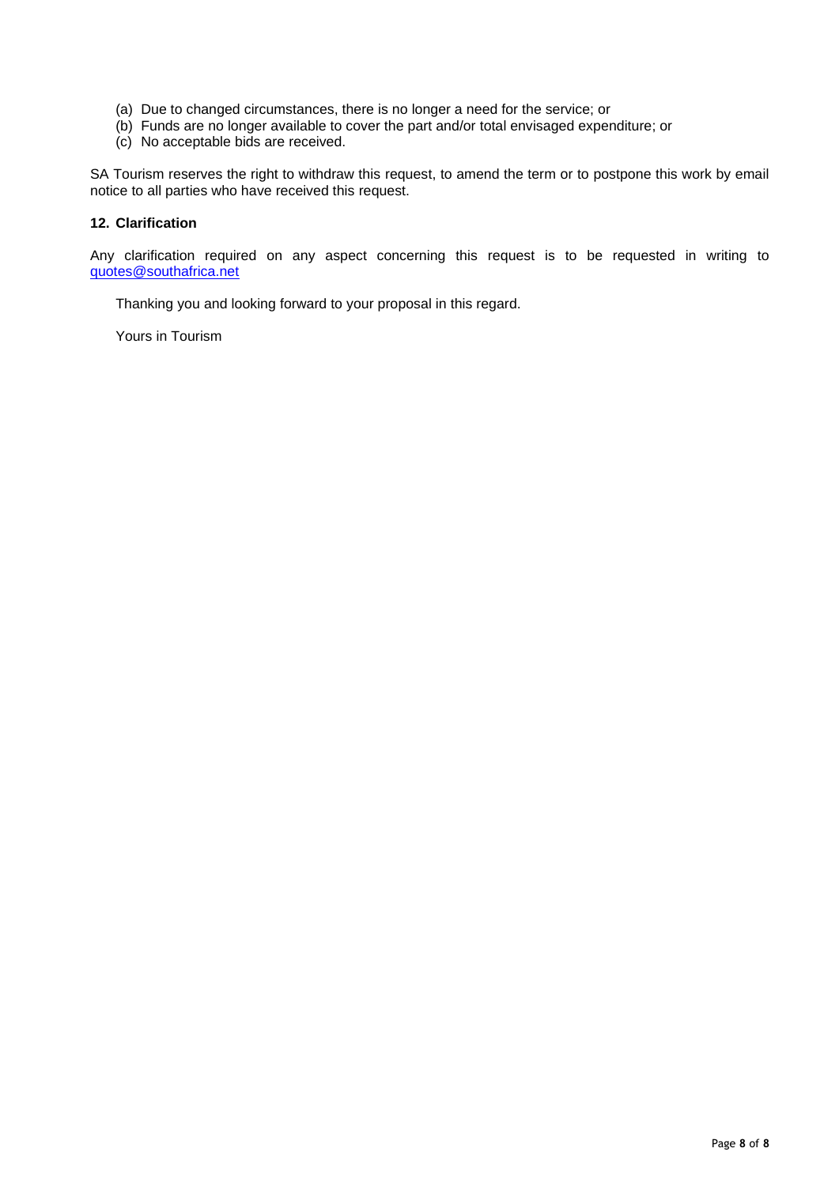(a) Due to changed circumstances, there is no longer a need for the service; or
(b) Funds are no longer available to cover the part and/or total envisaged expenditure; or
(c) No acceptable bids are received.

SA Tourism reserves the right to withdraw this request, to amend the term or to postpone this work by email notice to all parties who have received this request.

**12. Clarification**

Any clarification required on any aspect concerning this request is to be requested in writing to quotes@southafrica.net

Thanking you and looking forward to your proposal in this regard.

Yours in Tourism